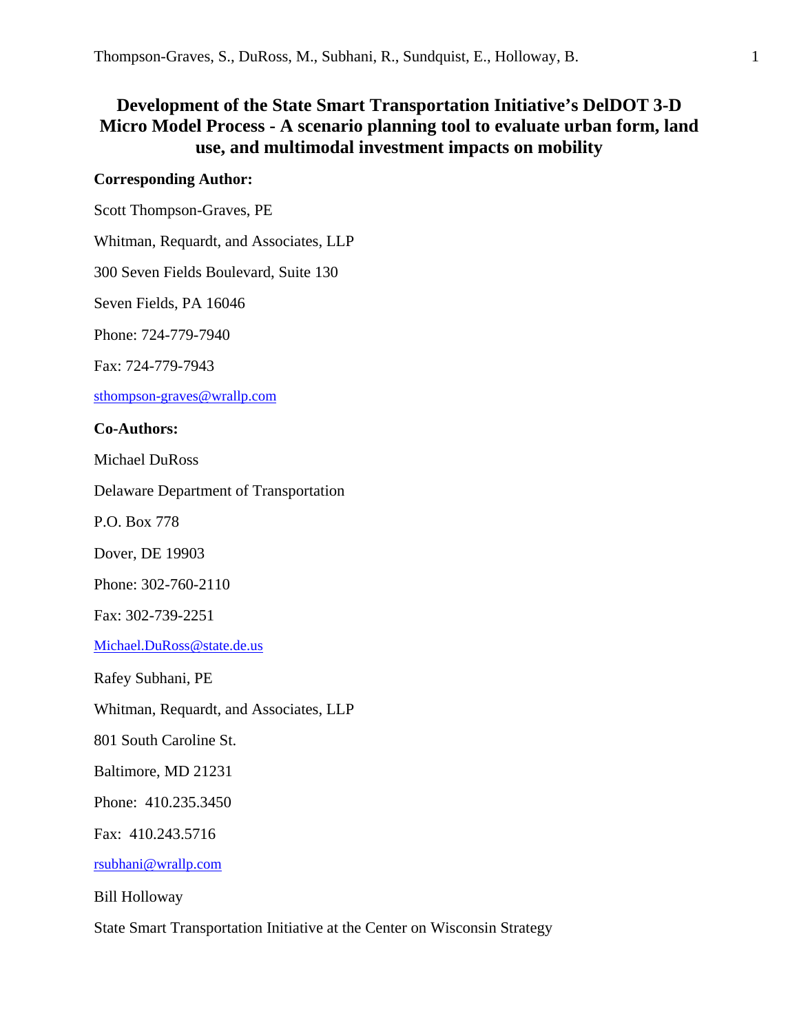# Development of the State Smart Transportation Initiative's DelDOT 3-D Micro Model Process - A scenario planning tool to evaluate urban form, land use, and multimodal investment impacts on mobility

**Corresponding Author:**

Scott Thompson-Graves, PE

Whitman, Requardt, and Associates, LLP

300 Seven Fields Boulevard, Suite 130

Seven Fields, PA 16046

Phone: 724-779-7940

Fax: 724-779-7943

sthompson-graves@wrallp.com

**Co-Authors:**

Michael DuRoss

Delaware Department of Transportation

P.O. Box 778

Dover, DE 19903

Phone: 302-760-2110

Fax: 302-739-2251

Michael.DuRoss@state.de.us

Rafey Subhani, PE

Whitman, Requardt, and Associates, LLP

801 South Caroline St.

Baltimore, MD 21231

Phone: 410.235.3450

Fax: 410.243.5716

rsubhani@wrallp.com

Bill Holloway

State Smart Transportation Initiative at the Center on Wisconsin Strategy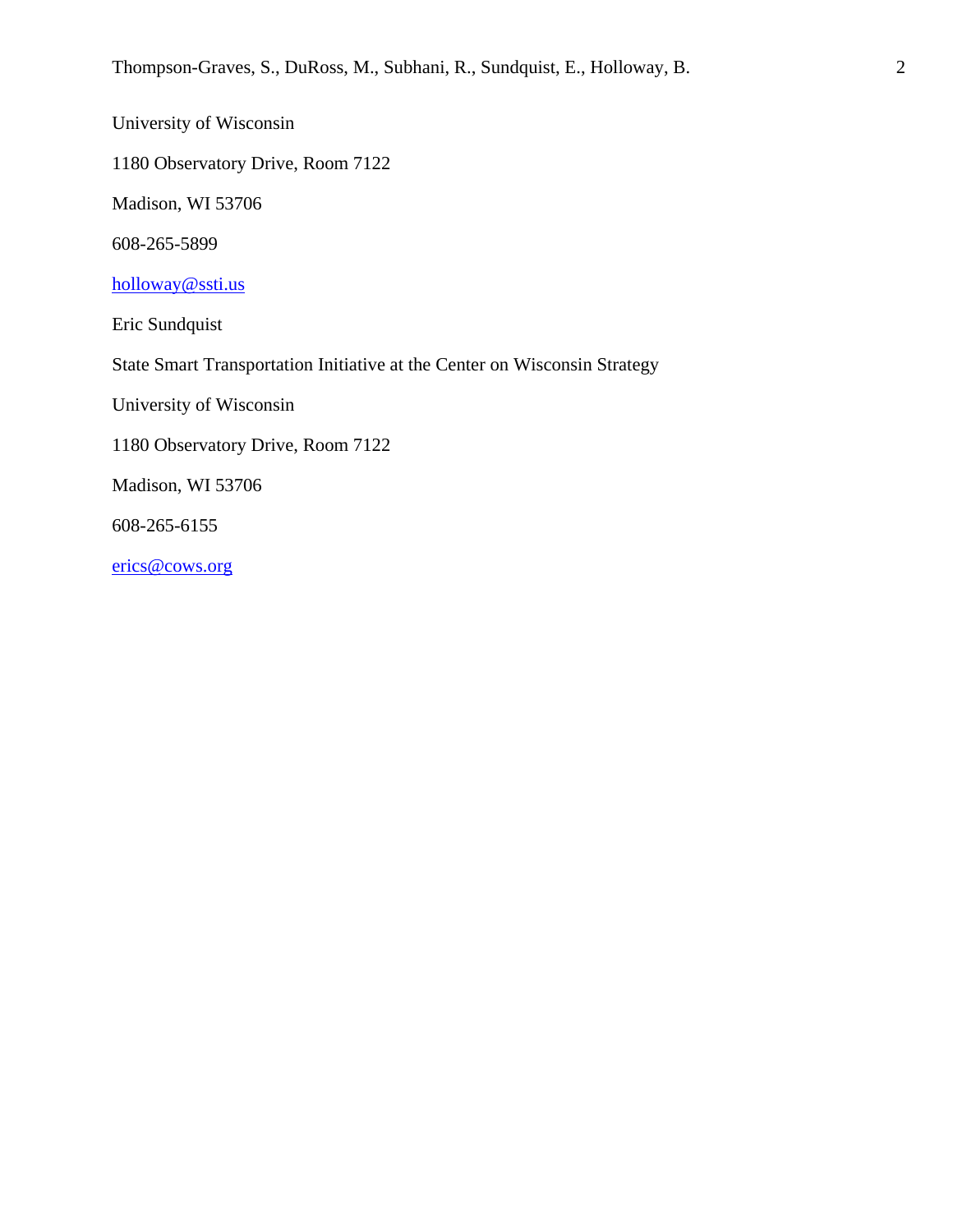University of Wisconsin

1180 Observatory Drive, Room 7122

Madison, WI 53706

608-265-5899

holloway@ssti.us

Eric Sundquist

State Smart Transportation Initiative at the Center on Wisconsin Strategy

University of Wisconsin

1180 Observatory Drive, Room 7122

Madison, WI 53706

608-265-6155

erics@cows.org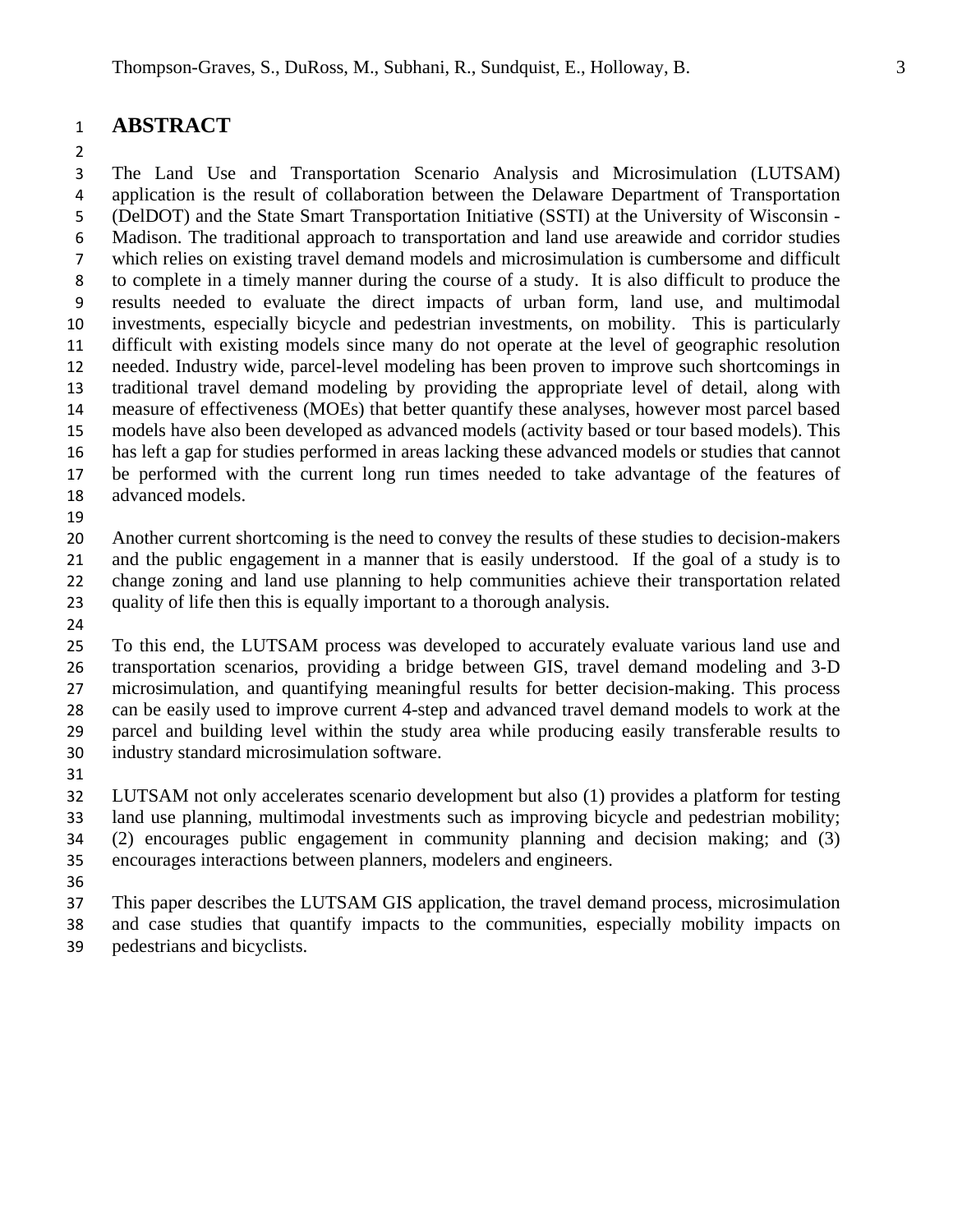# ABSTRACT

The Land Use and Transportation Scenario Analysis and Microsimulation (LUTSAM) application is the result of collaboration between the Delaware Department of Transportation (DelDOT) and the State Smart Transportation Initiative (SSTI) at the University of Wisconsin - Madison. The traditional approach to transportation and land use areawide and corridor studies which relies on existing travel demand models and microsimulation is cumbersome and difficult to complete in a timely manner during the course of a study. It is also difficult to produce the results needed to evaluate the direct impacts of urban form, land use, and multimodal investments, especially bicycle and pedestrian investments, on mobility. This is particularly difficult with existing models since many do not operate at the level of geographic resolution needed. Industry wide, parcel-level modeling has been proven to improve such shortcomings in traditional travel demand modeling by providing the appropriate level of detail, along with measure of effectiveness (MOEs) that better quantify these analyses, however most parcel based models have also been developed as advanced models (activity based or tour based models). This has left a gap for studies performed in areas lacking these advanced models or studies that cannot be performed with the current long run times needed to take advantage of the features of advanced models.

Another current shortcoming is the need to convey the results of these studies to decision-makers and the public engagement in a manner that is easily understood. If the goal of a study is to change zoning and land use planning to help communities achieve their transportation related quality of life then this is equally important to a thorough analysis.

To this end, the LUTSAM process was developed to accurately evaluate various land use and transportation scenarios, providing a bridge between GIS, travel demand modeling and 3-D microsimulation, and quantifying meaningful results for better decision-making. This process can be easily used to improve current 4-step and advanced travel demand models to work at the parcel and building level within the study area while producing easily transferable results to industry standard microsimulation software.

LUTSAM not only accelerates scenario development but also (1) provides a platform for testing land use planning, multimodal investments such as improving bicycle and pedestrian mobility; (2) encourages public engagement in community planning and decision making; and (3) encourages interactions between planners, modelers and engineers.

This paper describes the LUTSAM GIS application, the travel demand process, microsimulation and case studies that quantify impacts to the communities, especially mobility impacts on pedestrians and bicyclists.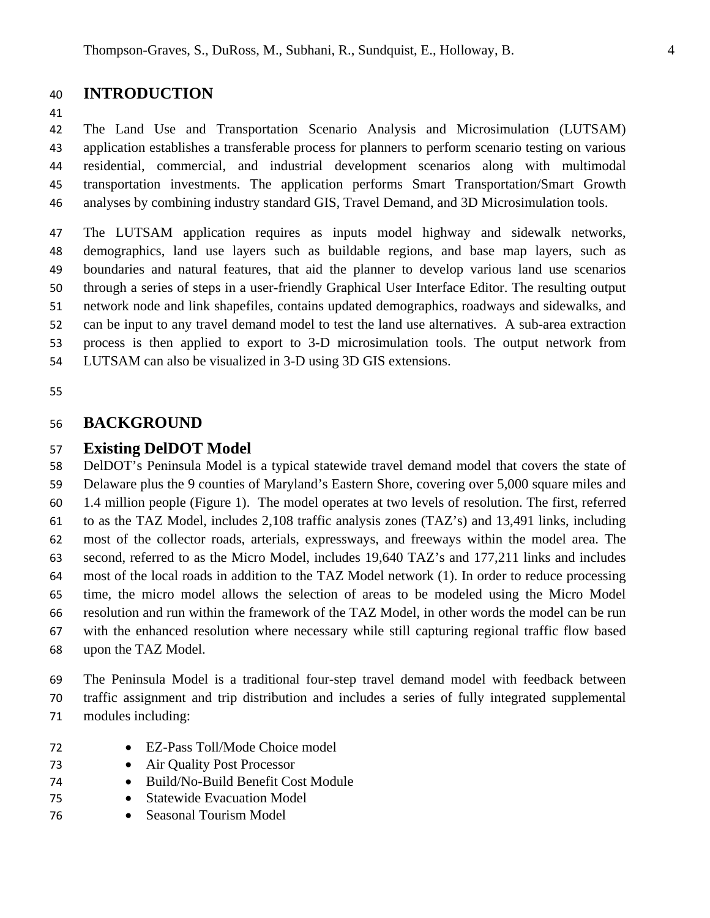# INTRODUCTION

The Land Use and Transportation Scenario Analysis and Microsimulation (LUTSAM) application establishes a transferable process for planners to perform scenario testing on various residential, commercial, and industrial development scenarios along with multimodal transportation investments. The application performs Smart Transportation/Smart Growth analyses by combining industry standard GIS, Travel Demand, and 3D Microsimulation tools.

The LUTSAM application requires as inputs model highway and sidewalk networks, demographics, land use layers such as buildable regions, and base map layers, such as boundaries and natural features, that aid the planner to develop various land use scenarios through a series of steps in a user-friendly Graphical User Interface Editor. The resulting output network node and link shapefiles, contains updated demographics, roadways and sidewalks, and can be input to any travel demand model to test the land use alternatives. A sub-area extraction process is then applied to export to 3-D microsimulation tools. The output network from LUTSAM can also be visualized in 3-D using 3D GIS extensions.

# BACKGROUND

## Existing DelDOT Model

DelDOT's Peninsula Model is a typical statewide travel demand model that covers the state of Delaware plus the 9 counties of Maryland's Eastern Shore, covering over 5,000 square miles and 1.4 million people (Figure 1). The model operates at two levels of resolution. The first, referred to as the TAZ Model, includes 2,108 traffic analysis zones (TAZ's) and 13,491 links, including most of the collector roads, arterials, expressways, and freeways within the model area. The second, referred to as the Micro Model, includes 19,640 TAZ's and 177,211 links and includes most of the local roads in addition to the TAZ Model network (1). In order to reduce processing time, the micro model allows the selection of areas to be modeled using the Micro Model resolution and run within the framework of the TAZ Model, in other words the model can be run with the enhanced resolution where necessary while still capturing regional traffic flow based upon the TAZ Model.

The Peninsula Model is a traditional four-step travel demand model with feedback between traffic assignment and trip distribution and includes a series of fully integrated supplemental modules including:

- EZ-Pass Toll/Mode Choice model
- Air Quality Post Processor
- Build/No-Build Benefit Cost Module
- Statewide Evacuation Model
- Seasonal Tourism Model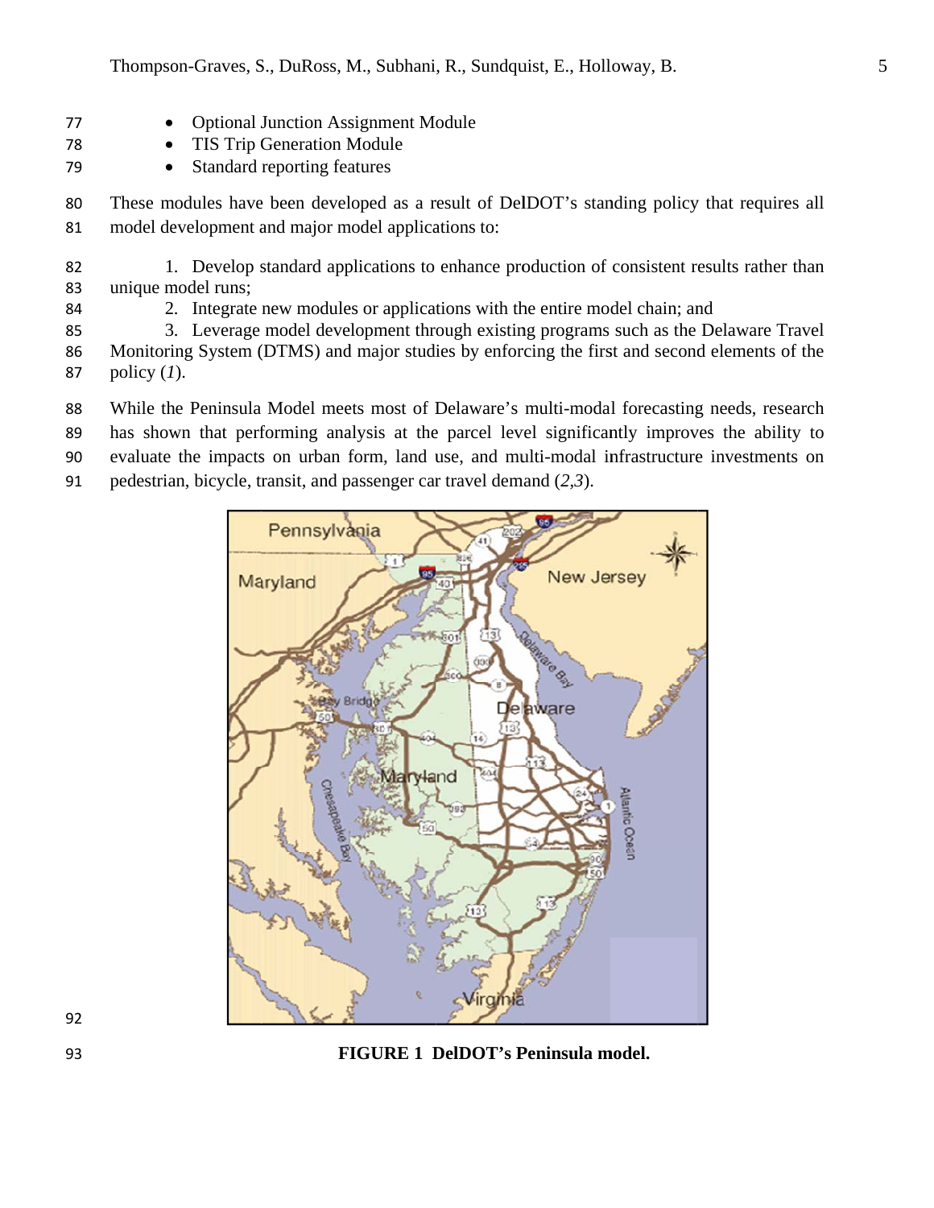- Optional Junction Assignment Module
- TIS Trip Generation Module
- Standard reporting features

These modules have been developed as a result of DelDOT's standing policy that requires all model development and major model applications to:

1. Develop standard applications to enhance production of consistent results rather than unique model runs;
2. Integrate new modules or applications with the entire model chain; and
3. Leverage model development through existing programs such as the Delaware Travel Monitoring System (DTMS) and major studies by enforcing the first and second elements of the policy (*1*).

While the Peninsula Model meets most of Delaware's multi-modal forecasting needs, research has shown that performing analysis at the parcel level significantly improves the ability to evaluate the impacts on urban form, land use, and multi-modal infrastructure investments on pedestrian, bicycle, transit, and passenger car travel demand (*2,3*).

**FIGURE 1 DelDOT's Peninsula model.**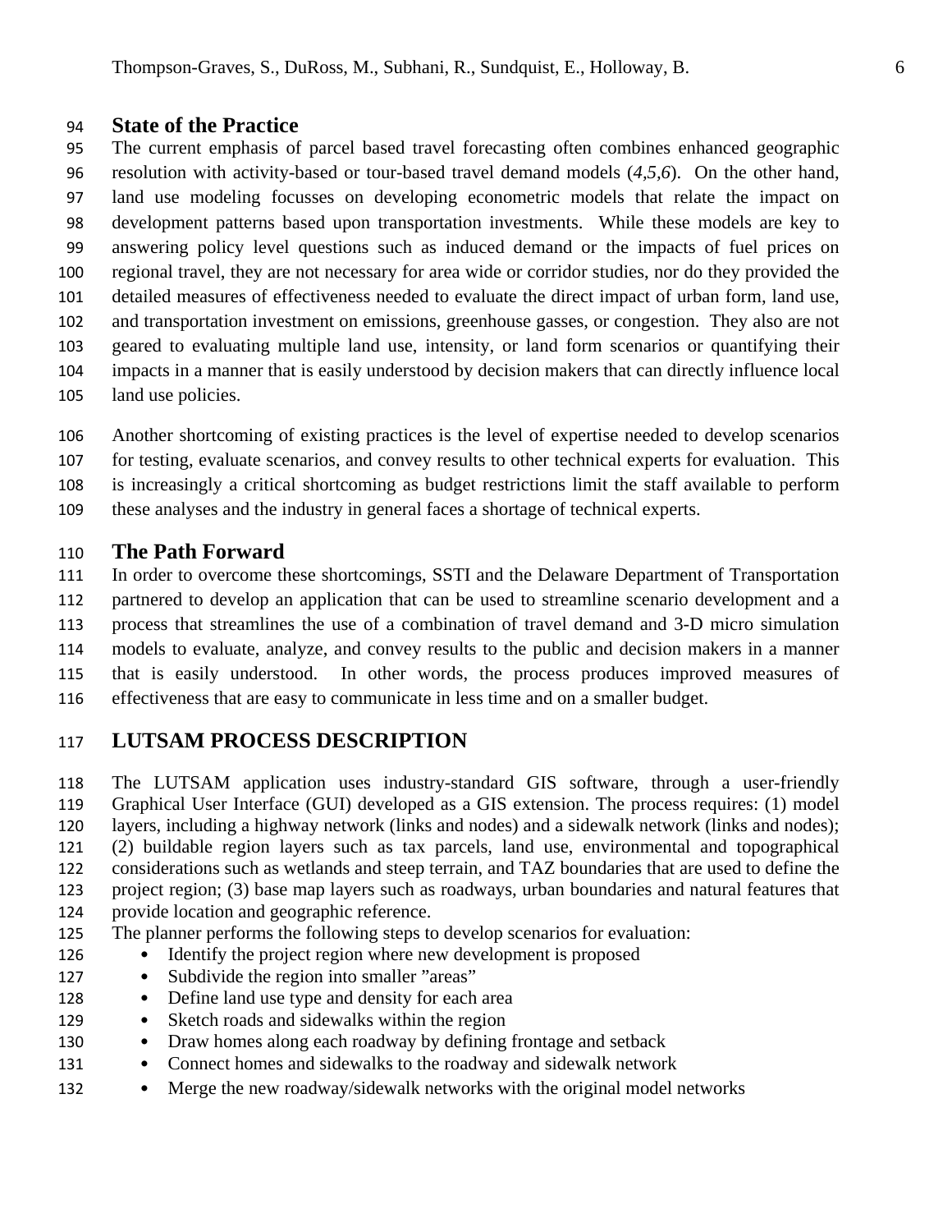## State of the Practice

The current emphasis of parcel based travel forecasting often combines enhanced geographic resolution with activity-based or tour-based travel demand models (*4,5,6*). On the other hand, land use modeling focusses on developing econometric models that relate the impact on development patterns based upon transportation investments. While these models are key to answering policy level questions such as induced demand or the impacts of fuel prices on regional travel, they are not necessary for area wide or corridor studies, nor do they provided the detailed measures of effectiveness needed to evaluate the direct impact of urban form, land use, and transportation investment on emissions, greenhouse gasses, or congestion. They also are not geared to evaluating multiple land use, intensity, or land form scenarios or quantifying their impacts in a manner that is easily understood by decision makers that can directly influence local land use policies.

Another shortcoming of existing practices is the level of expertise needed to develop scenarios for testing, evaluate scenarios, and convey results to other technical experts for evaluation. This is increasingly a critical shortcoming as budget restrictions limit the staff available to perform these analyses and the industry in general faces a shortage of technical experts.

## The Path Forward

In order to overcome these shortcomings, SSTI and the Delaware Department of Transportation partnered to develop an application that can be used to streamline scenario development and a process that streamlines the use of a combination of travel demand and 3-D micro simulation models to evaluate, analyze, and convey results to the public and decision makers in a manner that is easily understood. In other words, the process produces improved measures of effectiveness that are easy to communicate in less time and on a smaller budget.

# LUTSAM PROCESS DESCRIPTION

The LUTSAM application uses industry-standard GIS software, through a user-friendly Graphical User Interface (GUI) developed as a GIS extension. The process requires: (1) model layers, including a highway network (links and nodes) and a sidewalk network (links and nodes); (2) buildable region layers such as tax parcels, land use, environmental and topographical considerations such as wetlands and steep terrain, and TAZ boundaries that are used to define the project region; (3) base map layers such as roadways, urban boundaries and natural features that provide location and geographic reference.

The planner performs the following steps to develop scenarios for evaluation:

- Identify the project region where new development is proposed
- Subdivide the region into smaller "areas"
- Define land use type and density for each area
- Sketch roads and sidewalks within the region
- Draw homes along each roadway by defining frontage and setback
- Connect homes and sidewalks to the roadway and sidewalk network
- Merge the new roadway/sidewalk networks with the original model networks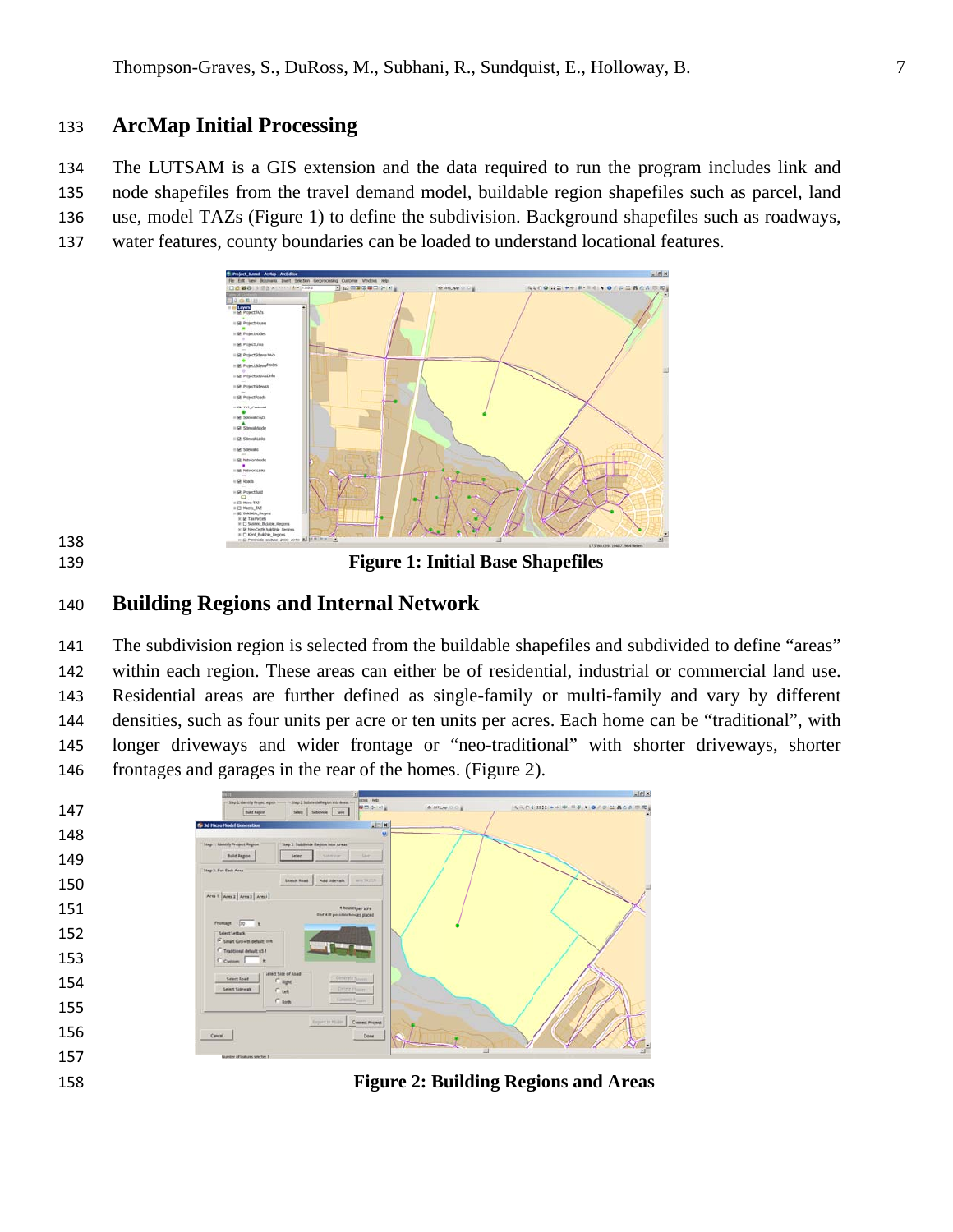## ArcMap Initial Processing

The LUTSAM is a GIS extension and the data required to run the program includes link and node shapefiles from the travel demand model, buildable region shapefiles such as parcel, land use, model TAZs (Figure 1) to define the subdivision. Background shapefiles such as roadways, water features, county boundaries can be loaded to understand locational features.

**Figure 1: Initial Base Shapefiles**

## Building Regions and Internal Network

The subdivision region is selected from the buildable shapefiles and subdivided to define "areas" within each region. These areas can either be of residential, industrial or commercial land use. Residential areas are further defined as single-family or multi-family and vary by different densities, such as four units per acre or ten units per acres. Each home can be "traditional", with longer driveways and wider frontage or "neo-traditional" with shorter driveways, shorter frontages and garages in the rear of the homes. (Figure 2).

**Figure 2: Building Regions and Areas**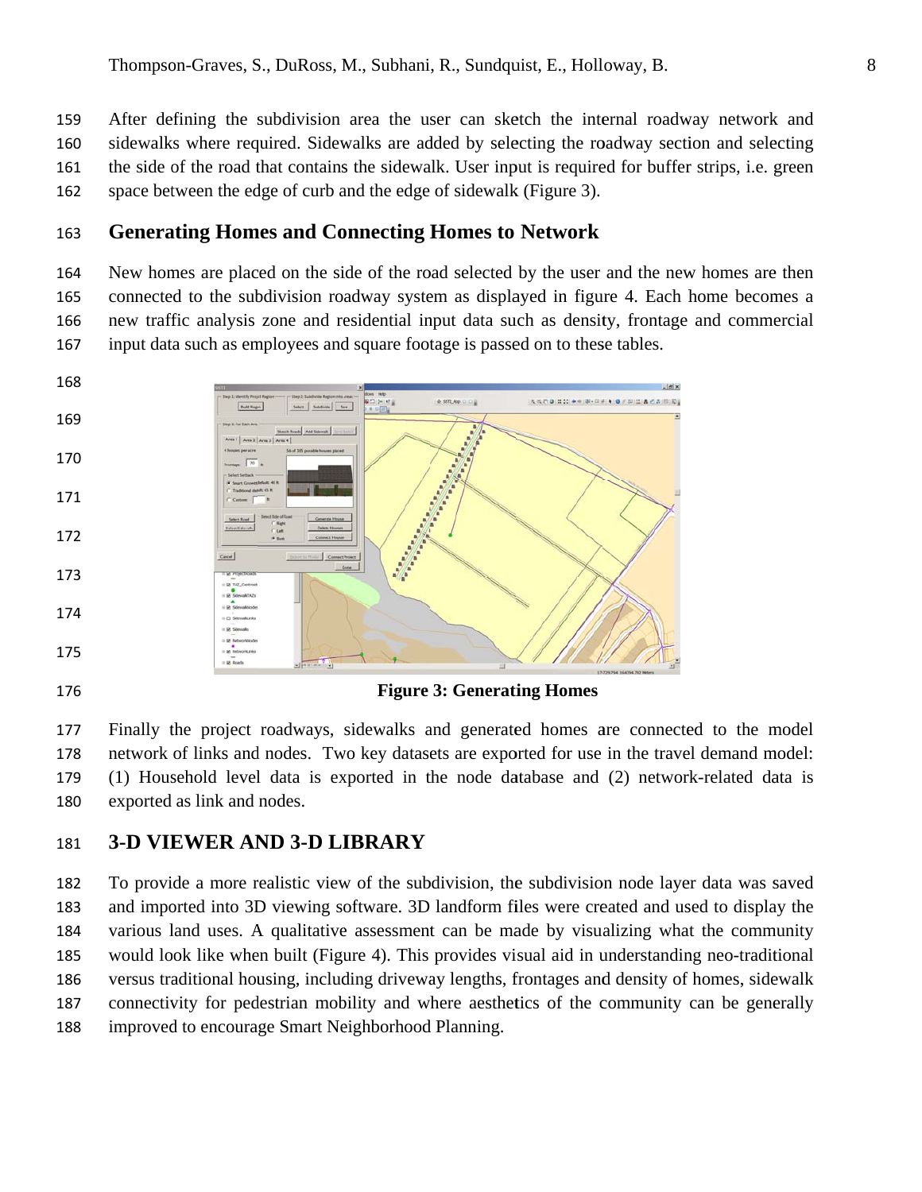After defining the subdivision area the user can sketch the internal roadway network and sidewalks where required. Sidewalks are added by selecting the roadway section and selecting the side of the road that contains the sidewalk. User input is required for buffer strips, i.e. green space between the edge of curb and the edge of sidewalk (Figure 3).

## Generating Homes and Connecting Homes to Network

New homes are placed on the side of the road selected by the user and the new homes are then connected to the subdivision roadway system as displayed in figure 4. Each home becomes a new traffic analysis zone and residential input data such as density, frontage and commercial input data such as employees and square footage is passed on to these tables.

**Figure 3: Generating Homes**

Finally the project roadways, sidewalks and generated homes are connected to the model network of links and nodes. Two key datasets are exported for use in the travel demand model: (1) Household level data is exported in the node database and (2) network-related data is exported as link and nodes.

# 3-D VIEWER AND 3-D LIBRARY

To provide a more realistic view of the subdivision, the subdivision node layer data was saved and imported into 3D viewing software. 3D landform files were created and used to display the various land uses. A qualitative assessment can be made by visualizing what the community would look like when built (Figure 4). This provides visual aid in understanding neo-traditional versus traditional housing, including driveway lengths, frontages and density of homes, sidewalk connectivity for pedestrian mobility and where aesthetics of the community can be generally improved to encourage Smart Neighborhood Planning.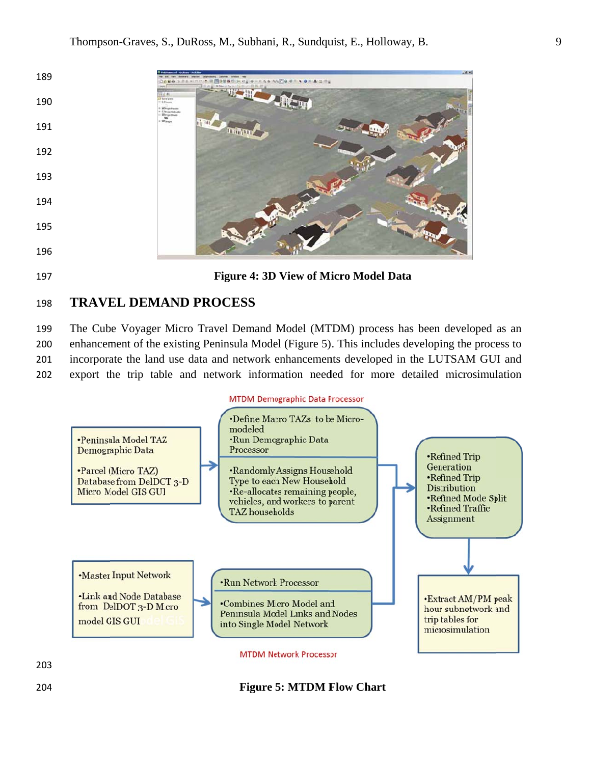Figure 4: 3D View of Micro Model Data

## TRAVEL DEMAND PROCESS

The Cube Voyager Micro Travel Demand Model (MTDM) process has been developed as an enhancement of the existing Peninsula Model (Figure 5). This includes developing the process to incorporate the land use data and network enhancements developed in the LUTSAM GUI and export the trip table and network information needed for more detailed microsimulation

Figure 5: MTDM Flow Chart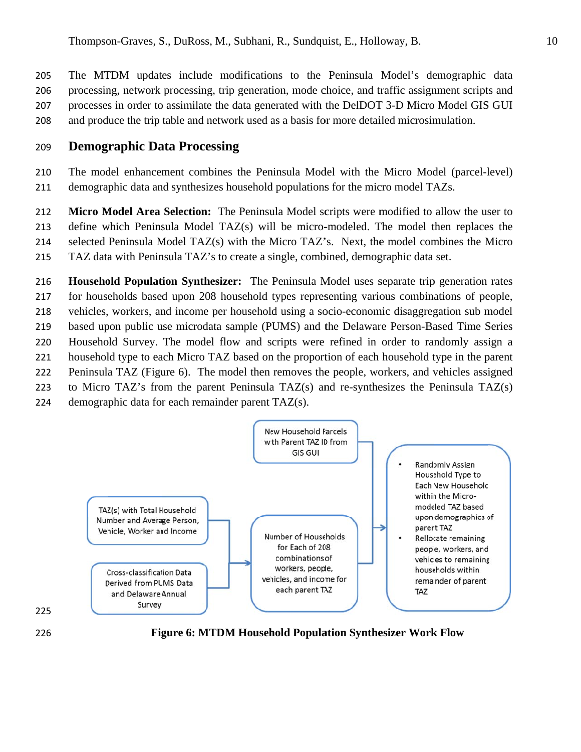The MTDM updates include modifications to the Peninsula Model's demographic data processing, network processing, trip generation, mode choice, and traffic assignment scripts and processes in order to assimilate the data generated with the DelDOT 3-D Micro Model GIS GUI and produce the trip table and network used as a basis for more detailed microsimulation.

## Demographic Data Processing

The model enhancement combines the Peninsula Model with the Micro Model (parcel-level) demographic data and synthesizes household populations for the micro model TAZs.

**Micro Model Area Selection:** The Peninsula Model scripts were modified to allow the user to define which Peninsula Model TAZ(s) will be micro-modeled. The model then replaces the selected Peninsula Model TAZ(s) with the Micro TAZ's. Next, the model combines the Micro TAZ data with Peninsula TAZ's to create a single, combined, demographic data set.

**Household Population Synthesizer:** The Peninsula Model uses separate trip generation rates for households based upon 208 household types representing various combinations of people, vehicles, workers, and income per household using a socio-economic disaggregation sub model based upon public use microdata sample (PUMS) and the Delaware Person-Based Time Series Household Survey. The model flow and scripts were refined in order to randomly assign a household type to each Micro TAZ based on the proportion of each household type in the parent Peninsula TAZ (Figure 6). The model then removes the people, workers, and vehicles assigned to Micro TAZ's from the parent Peninsula TAZ(s) and re-synthesizes the Peninsula TAZ(s) demographic data for each remainder parent TAZ(s).

**Figure 6: MTDM Household Population Synthesizer Work Flow**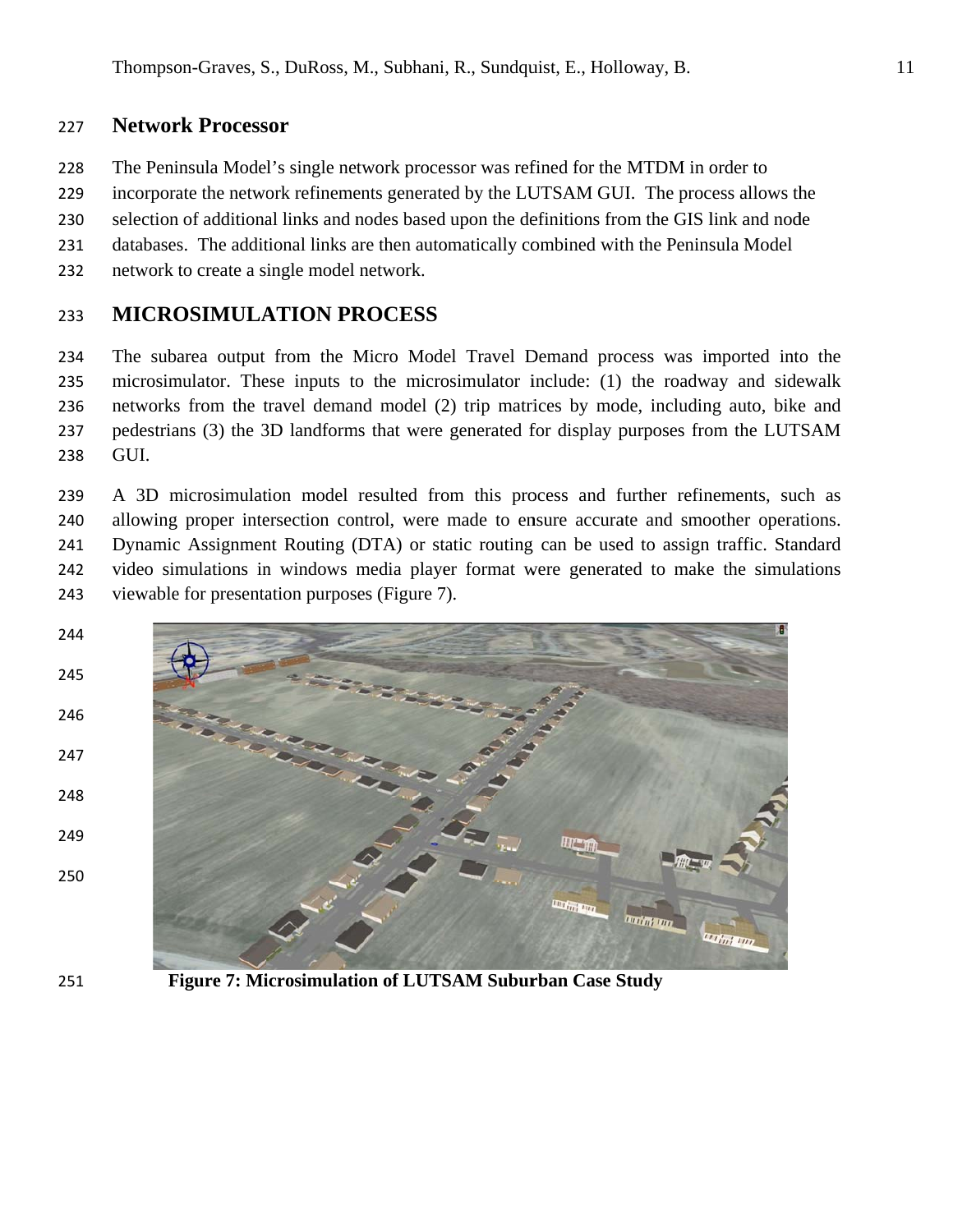## Network Processor

The Peninsula Model's single network processor was refined for the MTDM in order to incorporate the network refinements generated by the LUTSAM GUI. The process allows the selection of additional links and nodes based upon the definitions from the GIS link and node databases. The additional links are then automatically combined with the Peninsula Model network to create a single model network.

# MICROSIMULATION PROCESS

The subarea output from the Micro Model Travel Demand process was imported into the microsimulator. These inputs to the microsimulator include: (1) the roadway and sidewalk networks from the travel demand model (2) trip matrices by mode, including auto, bike and pedestrians (3) the 3D landforms that were generated for display purposes from the LUTSAM GUI.

A 3D microsimulation model resulted from this process and further refinements, such as allowing proper intersection control, were made to ensure accurate and smoother operations. Dynamic Assignment Routing (DTA) or static routing can be used to assign traffic. Standard video simulations in windows media player format were generated to make the simulations viewable for presentation purposes (Figure 7).

**Figure 7: Microsimulation of LUTSAM Suburban Case Study**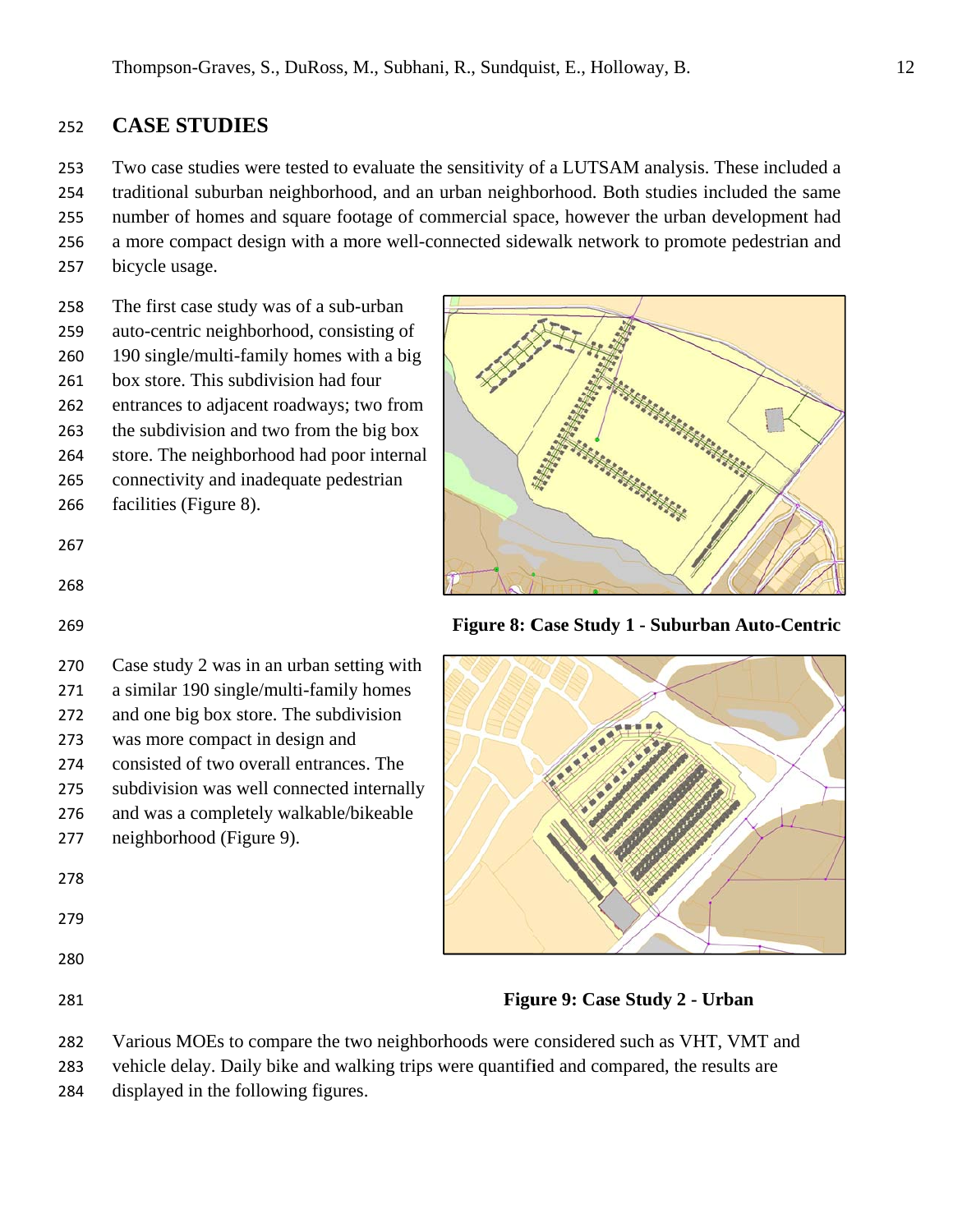## CASE STUDIES

Two case studies were tested to evaluate the sensitivity of a LUTSAM analysis. These included a traditional suburban neighborhood, and an urban neighborhood. Both studies included the same number of homes and square footage of commercial space, however the urban development had a more compact design with a more well-connected sidewalk network to promote pedestrian and bicycle usage.

The first case study was of a sub-urban auto-centric neighborhood, consisting of 190 single/multi-family homes with a big box store. This subdivision had four entrances to adjacent roadways; two from the subdivision and two from the big box store. The neighborhood had poor internal connectivity and inadequate pedestrian facilities (Figure 8).

**Figure 8: Case Study 1 - Suburban Auto-Centric**

Case study 2 was in an urban setting with a similar 190 single/multi-family homes and one big box store. The subdivision was more compact in design and consisted of two overall entrances. The subdivision was well connected internally and was a completely walkable/bikeable neighborhood (Figure 9).

**Figure 9: Case Study 2 - Urban**

Various MOEs to compare the two neighborhoods were considered such as VHT, VMT and vehicle delay. Daily bike and walking trips were quantified and compared, the results are displayed in the following figures.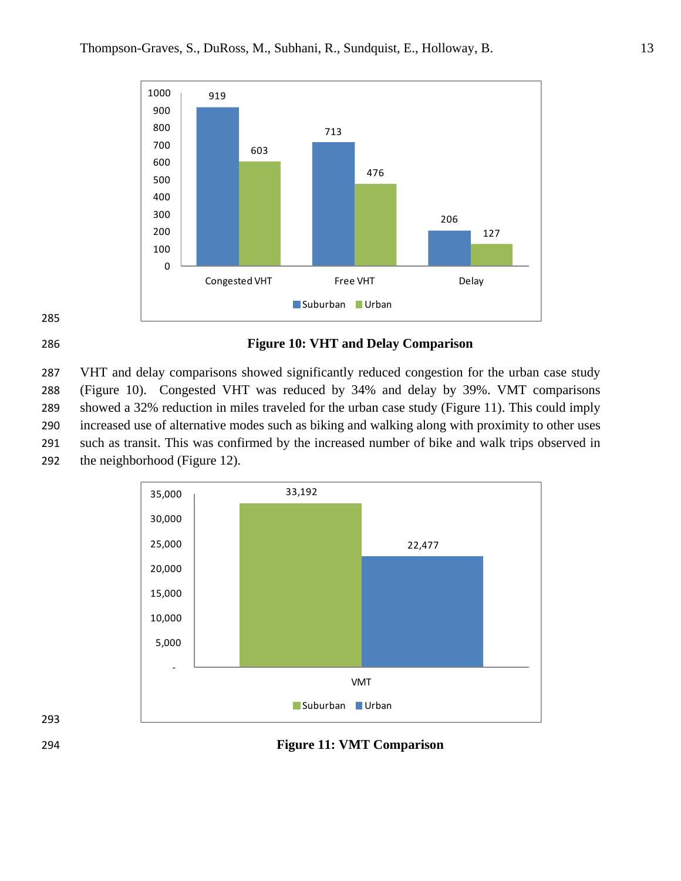Figure 10: VHT and Delay Comparison

VHT and delay comparisons showed significantly reduced congestion for the urban case study (Figure 10). Congested VHT was reduced by 34% and delay by 39%. VMT comparisons showed a 32% reduction in miles traveled for the urban case study (Figure 11). This could imply increased use of alternative modes such as biking and walking along with proximity to other uses such as transit. This was confirmed by the increased number of bike and walk trips observed in the neighborhood (Figure 12).

Figure 11: VMT Comparison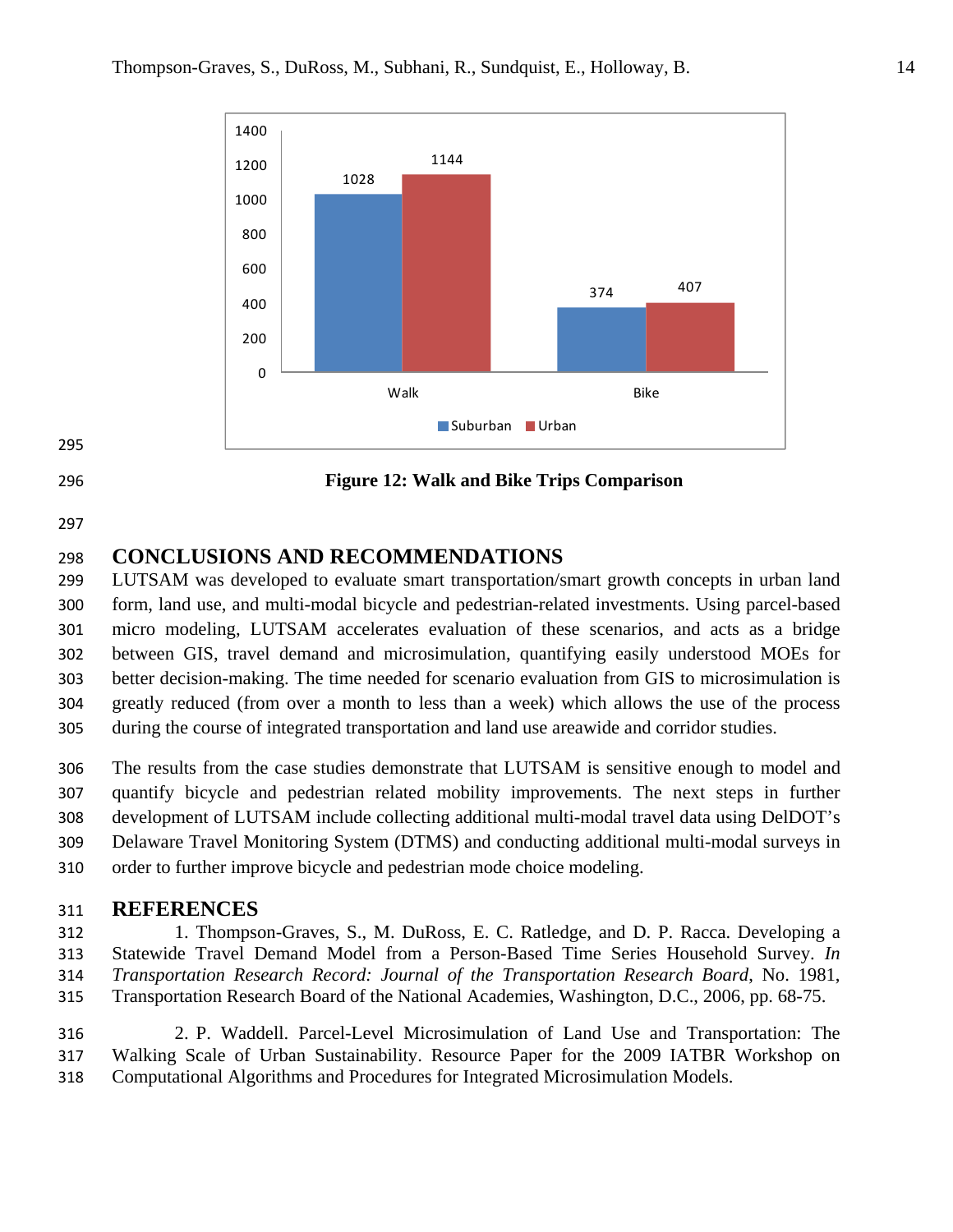Figure 12: Walk and Bike Trips Comparison

## CONCLUSIONS AND RECOMMENDATIONS

LUTSAM was developed to evaluate smart transportation/smart growth concepts in urban land form, land use, and multi-modal bicycle and pedestrian-related investments. Using parcel-based micro modeling, LUTSAM accelerates evaluation of these scenarios, and acts as a bridge between GIS, travel demand and microsimulation, quantifying easily understood MOEs for better decision-making. The time needed for scenario evaluation from GIS to microsimulation is greatly reduced (from over a month to less than a week) which allows the use of the process during the course of integrated transportation and land use areawide and corridor studies.

The results from the case studies demonstrate that LUTSAM is sensitive enough to model and quantify bicycle and pedestrian related mobility improvements. The next steps in further development of LUTSAM include collecting additional multi-modal travel data using DelDOT's Delaware Travel Monitoring System (DTMS) and conducting additional multi-modal surveys in order to further improve bicycle and pedestrian mode choice modeling.

## REFERENCES

1. Thompson-Graves, S., M. DuRoss, E. C. Ratledge, and D. P. Racca. Developing a Statewide Travel Demand Model from a Person-Based Time Series Household Survey. *In Transportation Research Record: Journal of the Transportation Research Board*, No. 1981, Transportation Research Board of the National Academies, Washington, D.C., 2006, pp. 68-75.

2. P. Waddell. Parcel-Level Microsimulation of Land Use and Transportation: The Walking Scale of Urban Sustainability. Resource Paper for the 2009 IATBR Workshop on Computational Algorithms and Procedures for Integrated Microsimulation Models.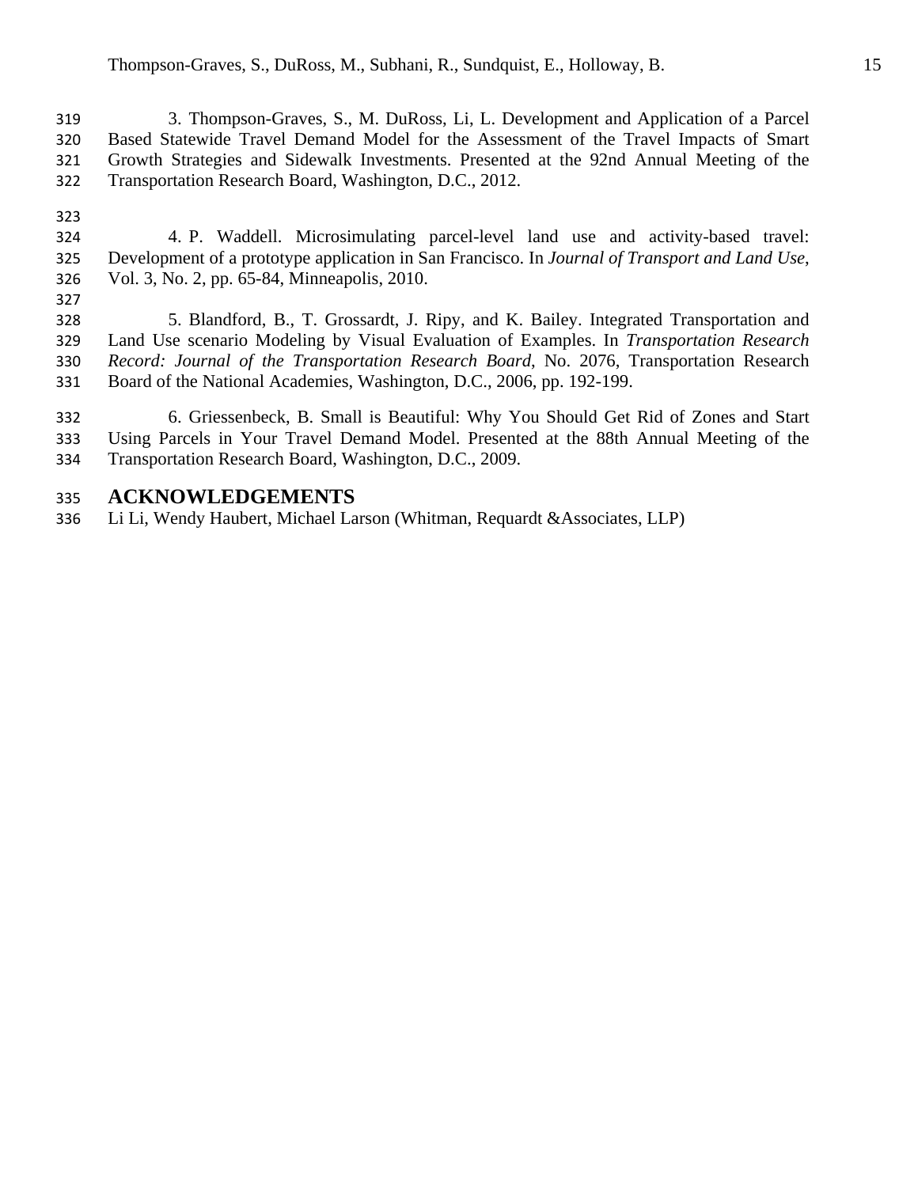3. Thompson-Graves, S., M. DuRoss, Li, L. Development and Application of a Parcel Based Statewide Travel Demand Model for the Assessment of the Travel Impacts of Smart Growth Strategies and Sidewalk Investments. Presented at the 92nd Annual Meeting of the Transportation Research Board, Washington, D.C., 2012.

4. P. Waddell. Microsimulating parcel-level land use and activity-based travel: Development of a prototype application in San Francisco. In *Journal of Transport and Land Use,* Vol. 3, No. 2, pp. 65-84, Minneapolis, 2010.

5. Blandford, B., T. Grossardt, J. Ripy, and K. Bailey. Integrated Transportation and Land Use scenario Modeling by Visual Evaluation of Examples. In *Transportation Research Record: Journal of the Transportation Research Board*, No. 2076, Transportation Research Board of the National Academies, Washington, D.C., 2006, pp. 192-199.

6. Griessenbeck, B. Small is Beautiful: Why You Should Get Rid of Zones and Start Using Parcels in Your Travel Demand Model. Presented at the 88th Annual Meeting of the Transportation Research Board, Washington, D.C., 2009.

# ACKNOWLEDGEMENTS

Li Li, Wendy Haubert, Michael Larson (Whitman, Requardt &Associates, LLP)